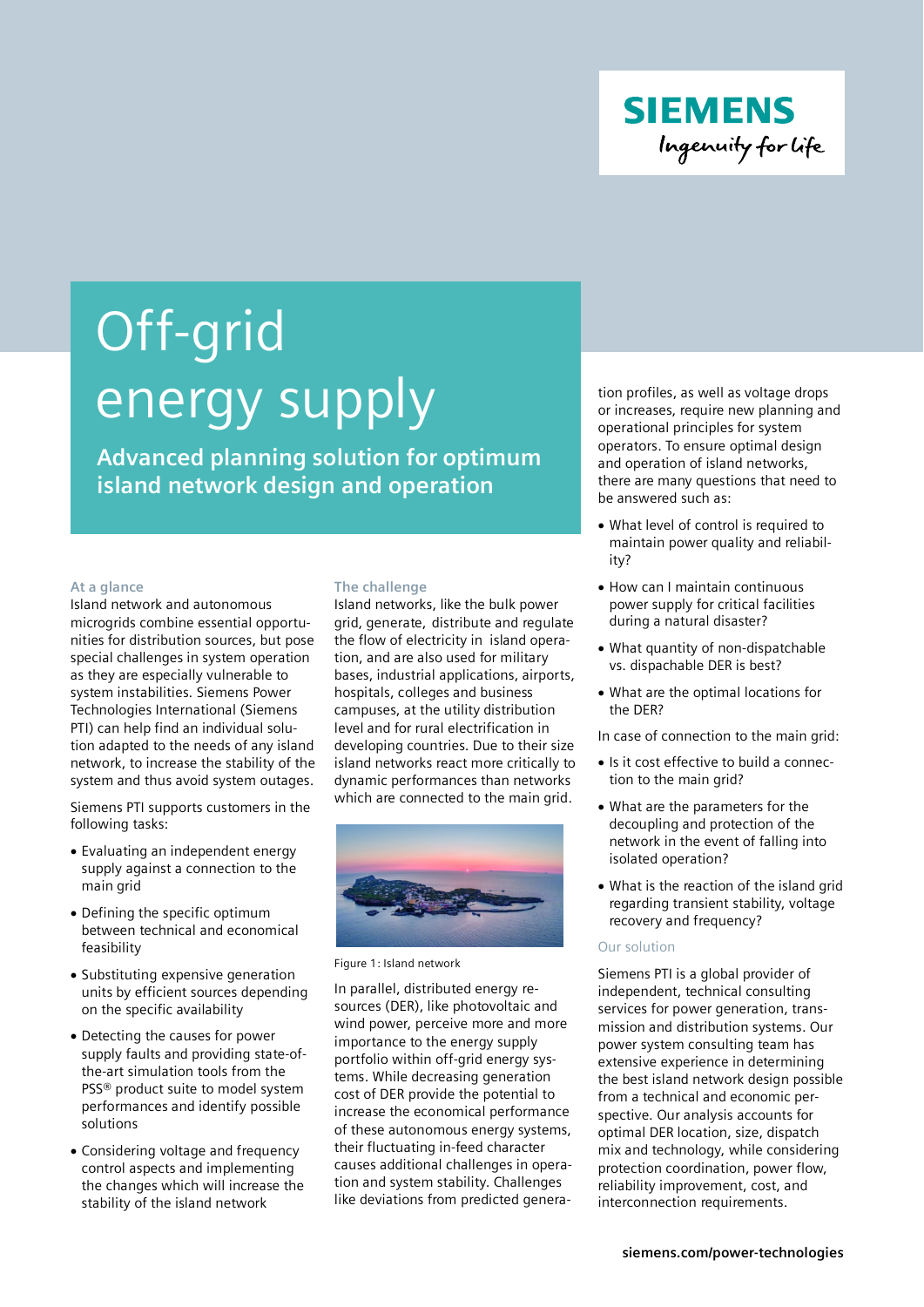# Off-grid energy supply

## Advanced planning solution for optimum island network design and operation

### At a glance

Island network and autonomous microgrids combine essential opportunities for distribution sources, but pose special challenges in system operation as they are especially vulnerable to system instabilities. Siemens Power Technologies International (Siemens PTI) can help find an individual solution adapted to the needs of any island network, to increase the stability of the system and thus avoid system outages.

Siemens PTI supports customers in the following tasks:

- Evaluating an independent energy supply against a connection to the main grid
- Defining the specific optimum between technical and economical feasibility
- Substituting expensive generation units by efficient sources depending on the specific availability
- Detecting the causes for power supply faults and providing state-of-the-art simulation tools from the PSS® product suite to model system performances and identify possible solutions
- Considering voltage and frequency control aspects and implementing the changes which will increase the stability of the island network

### The challenge

Island networks, like the bulk power grid, generate, distribute and regulate the flow of electricity in island operation, and are also used for military bases, industrial applications, airports, hospitals, colleges and business campuses, at the utility distribution level and for rural electrification in developing countries. Due to their size island networks react more critically to dynamic performances than networks which are connected to the main grid.

Figure 1: Island network

In parallel, distributed energy resources (DER), like photovoltaic and wind power, perceive more and more importance to the energy supply portfolio within off-grid energy systems. While decreasing generation cost of DER provide the potential to increase the economical performance of these autonomous energy systems, their fluctuating in-feed character causes additional challenges in operation and system stability. Challenges like deviations from predicted generation profiles, as well as voltage drops or increases, require new planning and operational principles for system operators. To ensure optimal design and operation of island networks, there are many questions that need to be answered such as:

- What level of control is required to maintain power quality and reliability?
- How can I maintain continuous power supply for critical facilities during a natural disaster?
- What quantity of non-dispatchable vs. dispachable DER is best?
- What are the optimal locations for the DER?

In case of connection to the main grid:

- Is it cost effective to build a connection to the main grid?
- What are the parameters for the decoupling and protection of the network in the event of falling into isolated operation?
- What is the reaction of the island grid regarding transient stability, voltage recovery and frequency?

### Our solution

Siemens PTI is a global provider of independent, technical consulting services for power generation, transmission and distribution systems. Our power system consulting team has extensive experience in determining the best island network design possible from a technical and economic perspective. Our analysis accounts for optimal DER location, size, dispatch mix and technology, while considering protection coordination, power flow, reliability improvement, cost, and interconnection requirements.

siemens.com/power-technologies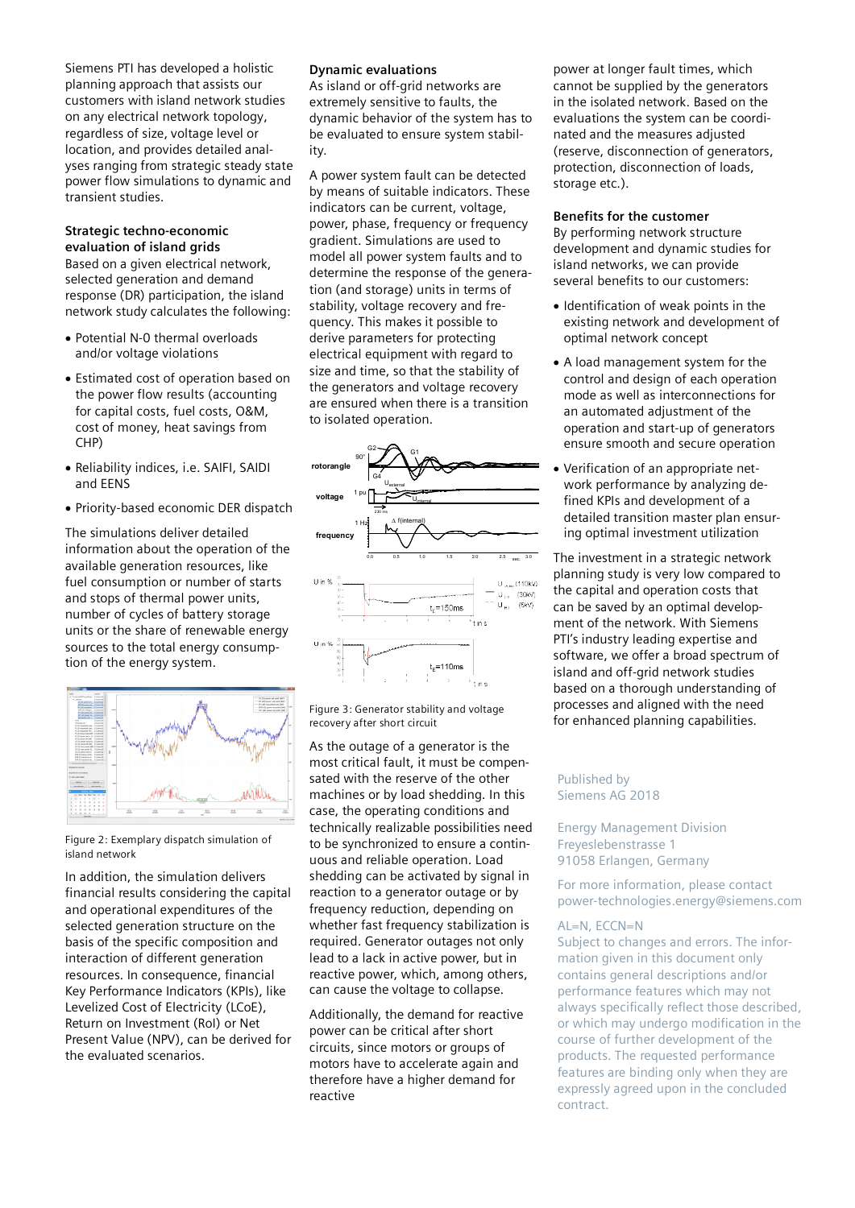Siemens PTI has developed a holistic planning approach that assists our customers with island network studies on any electrical network topology, regardless of size, voltage level or location, and provides detailed analyses ranging from strategic steady state power flow simulations to dynamic and transient studies.

### Strategic techno-economic evaluation of island grids

Based on a given electrical network, selected generation and demand response (DR) participation, the island network study calculates the following:

- Potential N-0 thermal overloads and/or voltage violations
- Estimated cost of operation based on the power flow results (accounting for capital costs, fuel costs, O&M, cost of money, heat savings from CHP)
- Reliability indices, i.e. SAIFI, SAIDI and EENS
- Priority-based economic DER dispatch

The simulations deliver detailed information about the operation of the available generation resources, like fuel consumption or number of starts and stops of thermal power units, number of cycles of battery storage units or the share of renewable energy sources to the total energy consumption of the energy system.

Figure 2: Exemplary dispatch simulation of island network

In addition, the simulation delivers financial results considering the capital and operational expenditures of the selected generation structure on the basis of the specific composition and interaction of different generation resources. In consequence, financial Key Performance Indicators (KPIs), like Levelized Cost of Electricity (LCoE), Return on Investment (RoI) or Net Present Value (NPV), can be derived for the evaluated scenarios.

### Dynamic evaluations

As island or off-grid networks are extremely sensitive to faults, the dynamic behavior of the system has to be evaluated to ensure system stability.

A power system fault can be detected by means of suitable indicators. These indicators can be current, voltage, power, phase, frequency or frequency gradient. Simulations are used to model all power system faults and to determine the response of the generation (and storage) units in terms of stability, voltage recovery and frequency. This makes it possible to derive parameters for protecting electrical equipment with regard to size and time, so that the stability of the generators and voltage recovery are ensured when there is a transition to isolated operation.

rotorangle
90°
G2
G1
G4
voltage
1 pu
$U_{external}$
$U_{internal}$
230 ms
frequency
1 Hz
Δ f(internal)
0.0 0.5 1.0 1.5 2.0 2.5 3.0 sec.

U in %
$t_E$=150ms
$U_{...}$ (110kV)
$U_{...}$ (30kV)
$U_{...}$ (6kV)
t in s

U in %
$t_E$=110ms
t in s

Figure 3: Generator stability and voltage recovery after short circuit

As the outage of a generator is the most critical fault, it must be compensated with the reserve of the other machines or by load shedding. In this case, the operating conditions and technically realizable possibilities need to be synchronized to ensure a continuous and reliable operation. Load shedding can be activated by signal in reaction to a generator outage or by frequency reduction, depending on whether fast frequency stabilization is required. Generator outages not only lead to a lack in active power, but in reactive power, which, among others, can cause the voltage to collapse.

Additionally, the demand for reactive power can be critical after short circuits, since motors or groups of motors have to accelerate again and therefore have a higher demand for reactive power at longer fault times, which cannot be supplied by the generators in the isolated network. Based on the evaluations the system can be coordinated and the measures adjusted (reserve, disconnection of generators, protection, disconnection of loads, storage etc.).

### Benefits for the customer

By performing network structure development and dynamic studies for island networks, we can provide several benefits to our customers:

- Identification of weak points in the existing network and development of optimal network concept
- A load management system for the control and design of each operation mode as well as interconnections for an automated adjustment of the operation and start-up of generators ensure smooth and secure operation
- Verification of an appropriate network performance by analyzing defined KPIs and development of a detailed transition master plan ensuring optimal investment utilization

The investment in a strategic network planning study is very low compared to the capital and operation costs that can be saved by an optimal development of the network. With Siemens PTI's industry leading expertise and software, we offer a broad spectrum of island and off-grid network studies based on a thorough understanding of processes and aligned with the need for enhanced planning capabilities.

Published by
Siemens AG 2018

Energy Management Division
Freyeslebenstrasse 1
91058 Erlangen, Germany

For more information, please contact
power-technologies.energy@siemens.com

AL=N, ECCN=N
Subject to changes and errors. The information given in this document only contains general descriptions and/or performance features which may not always specifically reflect those described, or which may undergo modification in the course of further development of the products. The requested performance features are binding only when they are expressly agreed upon in the concluded contract.